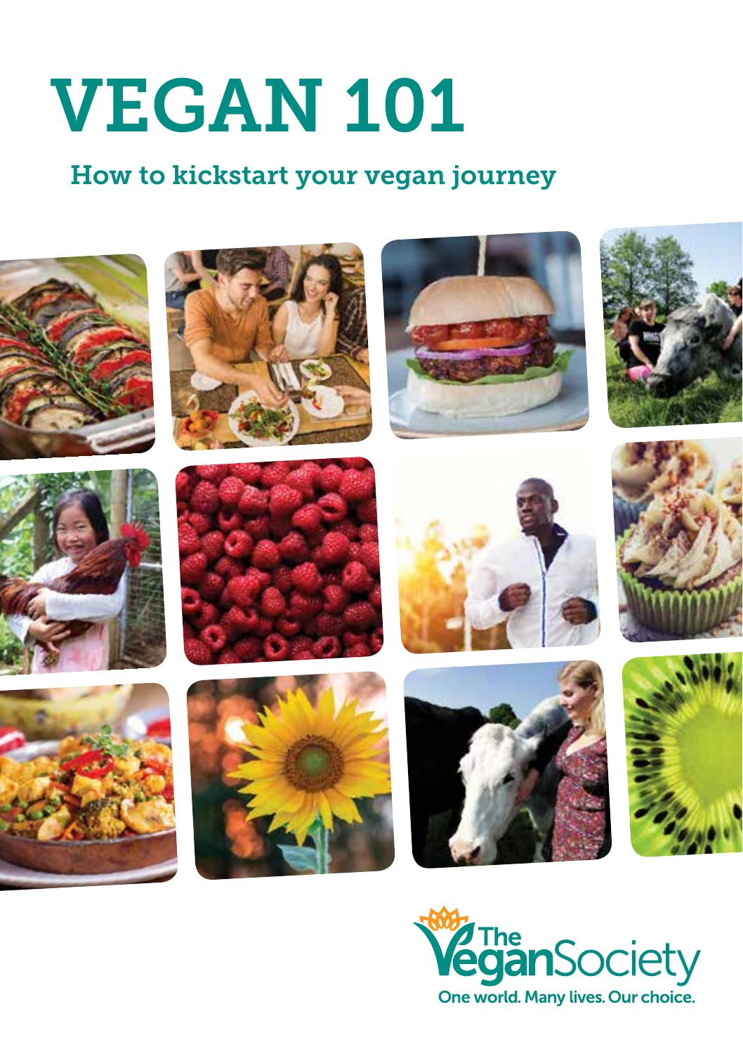# VEGAN 101

## How to kickstart your vegan journey

The Vegan Society

One world. Many lives. Our choice.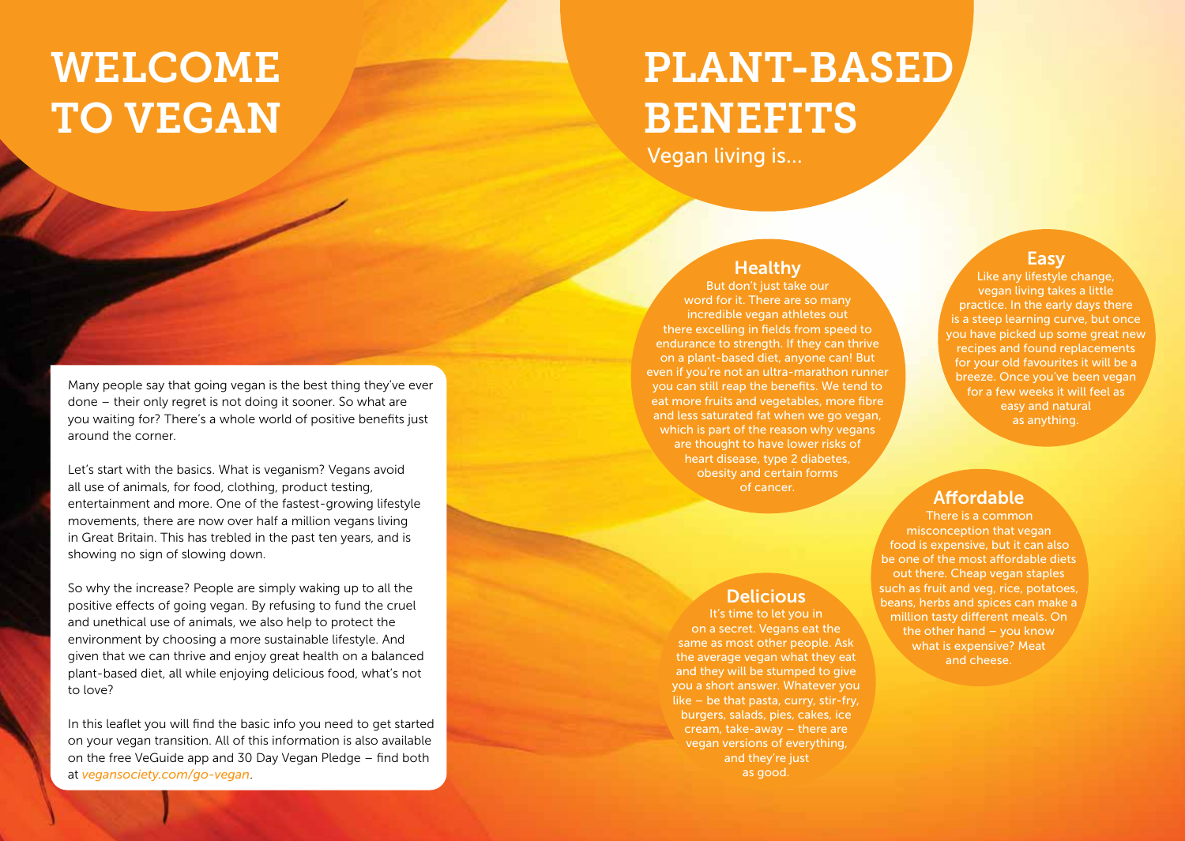# WELCOME TO VEGAN

Many people say that going vegan is the best thing they've ever done – their only regret is not doing it sooner. So what are you waiting for? There's a whole world of positive benefits just around the corner.

Let's start with the basics. What is veganism? Vegans avoid all use of animals, for food, clothing, product testing, entertainment and more. One of the fastest-growing lifestyle movements, there are now over half a million vegans living in Great Britain. This has trebled in the past ten years, and is showing no sign of slowing down.

So why the increase? People are simply waking up to all the positive effects of going vegan. By refusing to fund the cruel and unethical use of animals, we also help to protect the environment by choosing a more sustainable lifestyle. And given that we can thrive and enjoy great health on a balanced plant-based diet, all while enjoying delicious food, what's not to love?

In this leaflet you will find the basic info you need to get started on your vegan transition. All of this information is also available on the free VeGuide app and 30 Day Vegan Pledge – find both at *vegansociety.com/go-vegan*.

# PLANT-BASED BENEFITS

Vegan living is...

## Healthy

But don't just take our word for it. There are so many incredible vegan athletes out there excelling in fields from speed to endurance to strength. If they can thrive on a plant-based diet, anyone can! But even if you're not an ultra-marathon runner you can still reap the benefits. We tend to eat more fruits and vegetables, more fibre and less saturated fat when we go vegan, which is part of the reason why vegans are thought to have lower risks of heart disease, type 2 diabetes, obesity and certain forms of cancer.

## Easy

Like any lifestyle change, vegan living takes a little practice. In the early days there is a steep learning curve, but once you have picked up some great new recipes and found replacements for your old favourites it will be a breeze. Once you've been vegan for a few weeks it will feel as easy and natural as anything.

## Affordable

There is a common misconception that vegan food is expensive, but it can also be one of the most affordable diets out there. Cheap vegan staples such as fruit and veg, rice, potatoes, beans, herbs and spices can make a million tasty different meals. On the other hand – you know what is expensive? Meat and cheese.

## Delicious

It's time to let you in on a secret. Vegans eat the same as most other people. Ask the average vegan what they eat and they will be stumped to give you a short answer. Whatever you like – be that pasta, curry, stir-fry, burgers, salads, pies, cakes, ice cream, take-away – there are vegan versions of everything, and they're just as good.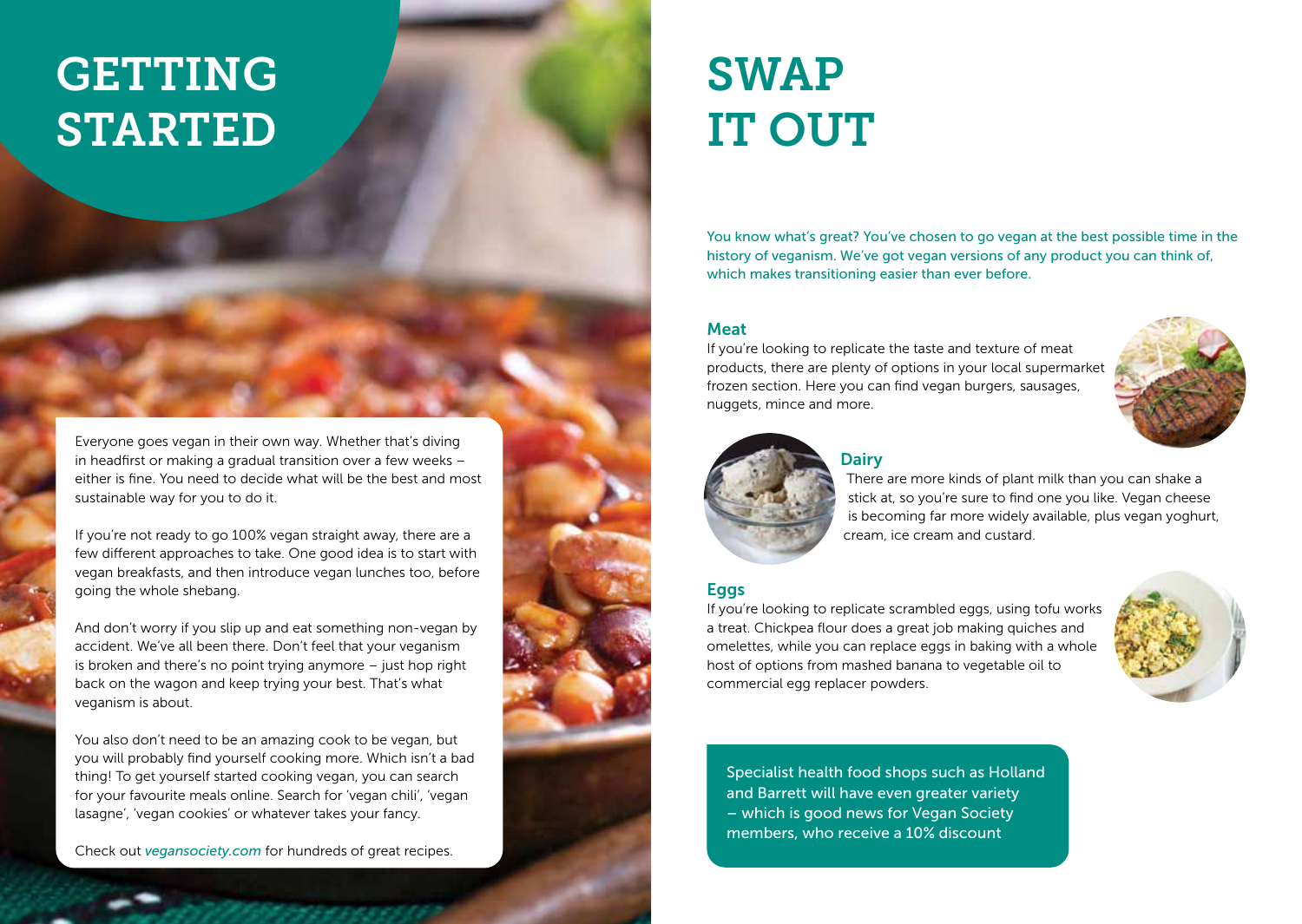# GETTING STARTED

Everyone goes vegan in their own way. Whether that's diving in headfirst or making a gradual transition over a few weeks – either is fine. You need to decide what will be the best and most sustainable way for you to do it.

If you're not ready to go 100% vegan straight away, there are a few different approaches to take. One good idea is to start with vegan breakfasts, and then introduce vegan lunches too, before going the whole shebang.

And don't worry if you slip up and eat something non-vegan by accident. We've all been there. Don't feel that your veganism is broken and there's no point trying anymore – just hop right back on the wagon and keep trying your best. That's what veganism is about.

You also don't need to be an amazing cook to be vegan, but you will probably find yourself cooking more. Which isn't a bad thing! To get yourself started cooking vegan, you can search for your favourite meals online. Search for 'vegan chili', 'vegan lasagne', 'vegan cookies' or whatever takes your fancy.

Check out *vegansociety.com* for hundreds of great recipes.

# SWAP IT OUT

You know what's great? You've chosen to go vegan at the best possible time in the history of veganism. We've got vegan versions of any product you can think of, which makes transitioning easier than ever before.

### Meat

If you're looking to replicate the taste and texture of meat products, there are plenty of options in your local supermarket frozen section. Here you can find vegan burgers, sausages, nuggets, mince and more.

### Dairy

There are more kinds of plant milk than you can shake a stick at, so you're sure to find one you like. Vegan cheese is becoming far more widely available, plus vegan yoghurt, cream, ice cream and custard.

### Eggs

If you're looking to replicate scrambled eggs, using tofu works a treat. Chickpea flour does a great job making quiches and omelettes, while you can replace eggs in baking with a whole host of options from mashed banana to vegetable oil to commercial egg replacer powders.

Specialist health food shops such as Holland and Barrett will have even greater variety – which is good news for Vegan Society members, who receive a 10% discount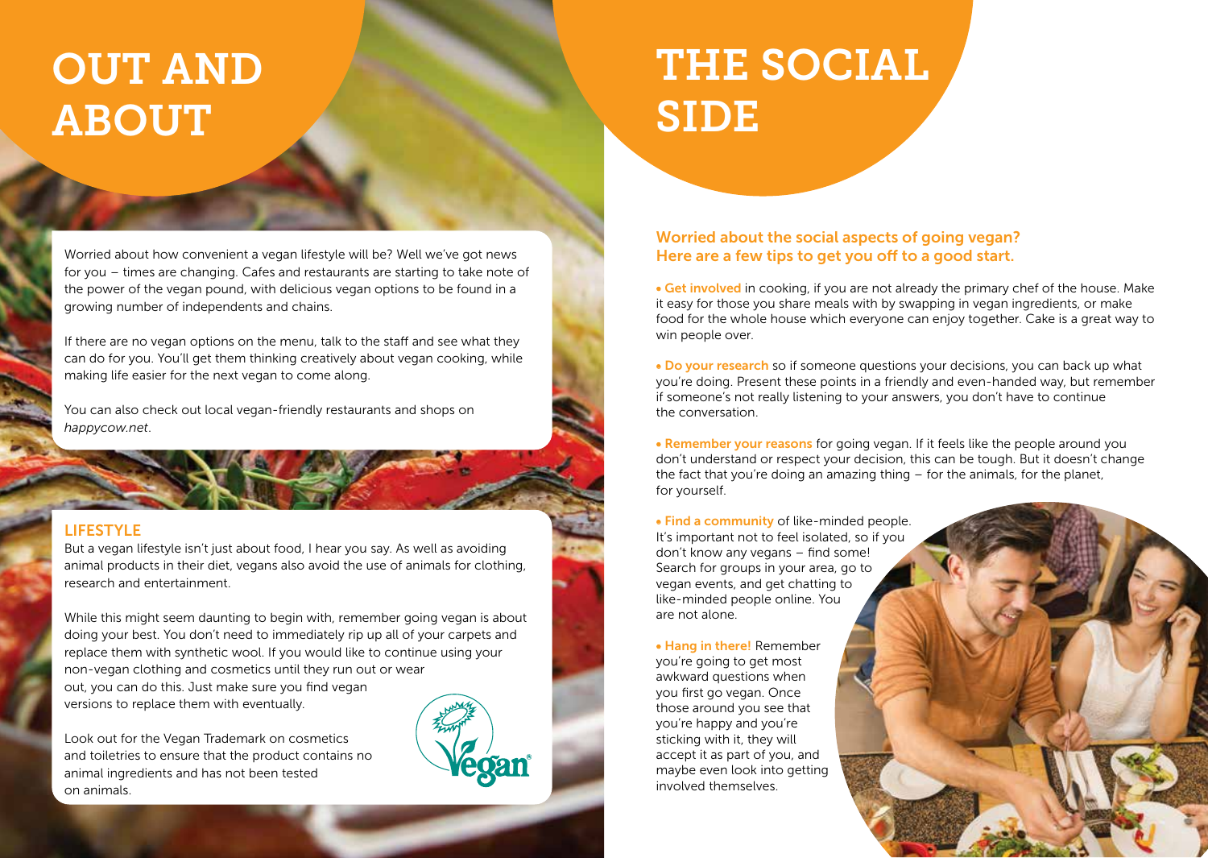# OUT AND ABOUT

Worried about how convenient a vegan lifestyle will be? Well we've got news for you – times are changing. Cafes and restaurants are starting to take note of the power of the vegan pound, with delicious vegan options to be found in a growing number of independents and chains.

If there are no vegan options on the menu, talk to the staff and see what they can do for you. You'll get them thinking creatively about vegan cooking, while making life easier for the next vegan to come along.

You can also check out local vegan-friendly restaurants and shops on *happycow.net*.

## LIFESTYLE

But a vegan lifestyle isn't just about food, I hear you say. As well as avoiding animal products in their diet, vegans also avoid the use of animals for clothing, research and entertainment.

While this might seem daunting to begin with, remember going vegan is about doing your best. You don't need to immediately rip up all of your carpets and replace them with synthetic wool. If you would like to continue using your non-vegan clothing and cosmetics until they run out or wear out, you can do this. Just make sure you find vegan versions to replace them with eventually.

Look out for the Vegan Trademark on cosmetics and toiletries to ensure that the product contains no animal ingredients and has not been tested on animals.

# THE SOCIAL SIDE

**Worried about the social aspects of going vegan? Here are a few tips to get you off to a good start.**

- **Get involved** in cooking, if you are not already the primary chef of the house. Make it easy for those you share meals with by swapping in vegan ingredients, or make food for the whole house which everyone can enjoy together. Cake is a great way to win people over.

- **Do your research** so if someone questions your decisions, you can back up what you're doing. Present these points in a friendly and even-handed way, but remember if someone's not really listening to your answers, you don't have to continue the conversation.

- **Remember your reasons** for going vegan. If it feels like the people around you don't understand or respect your decision, this can be tough. But it doesn't change the fact that you're doing an amazing thing – for the animals, for the planet, for yourself.

- **Find a community** of like-minded people. It's important not to feel isolated, so if you don't know any vegans – find some! Search for groups in your area, go to vegan events, and get chatting to like-minded people online. You are not alone.

- **Hang in there!** Remember you're going to get most awkward questions when you first go vegan. Once those around you see that you're happy and you're sticking with it, they will accept it as part of you, and maybe even look into getting involved themselves.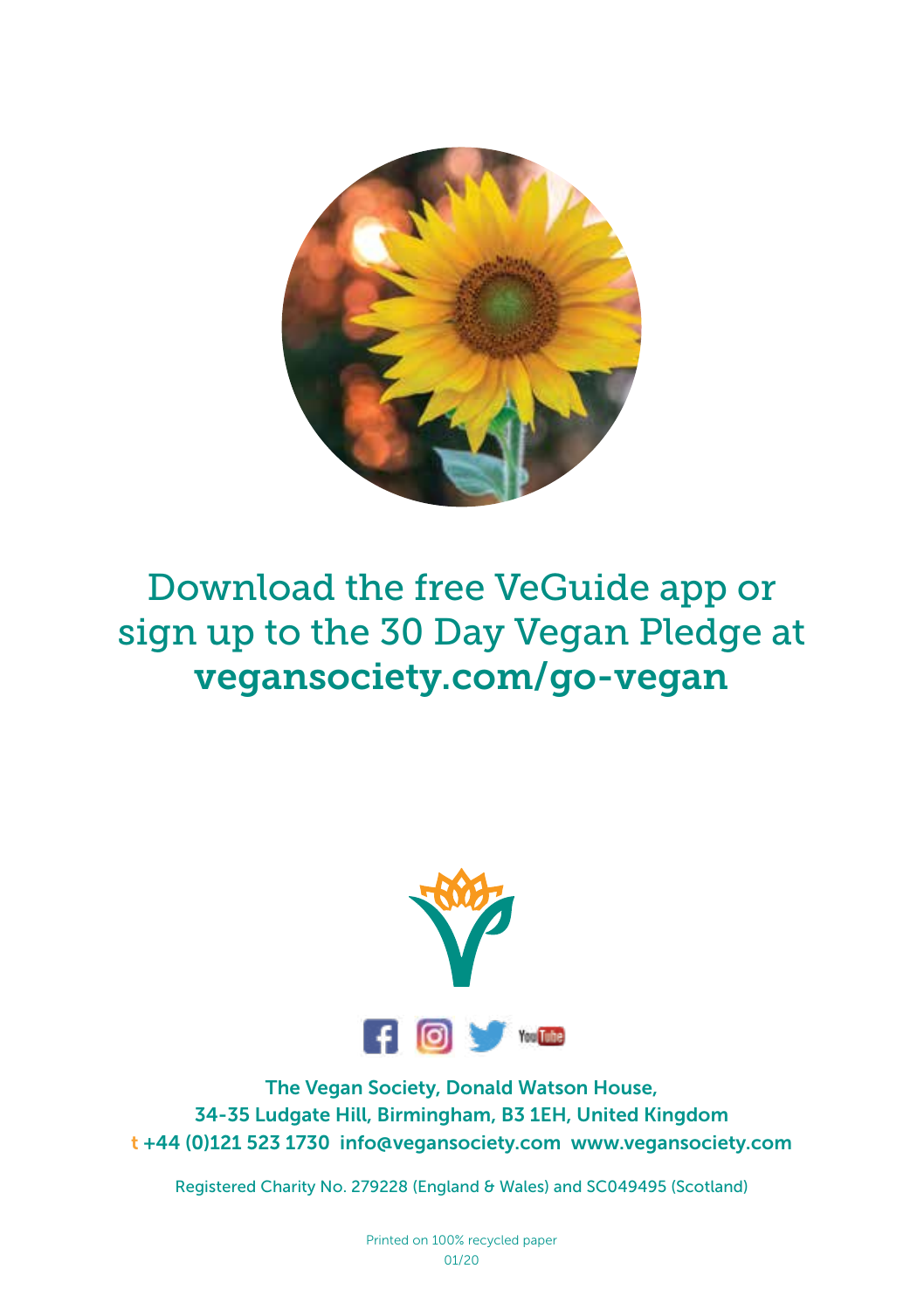## Download the free VeGuide app or sign up to the 30 Day Vegan Pledge at **vegansociety.com/go-vegan**

The Vegan Society, Donald Watson House,
34-35 Ludgate Hill, Birmingham, B3 1EH, United Kingdom
t +44 (0)121 523 1730 info@vegansociety.com www.vegansociety.com

Registered Charity No. 279228 (England & Wales) and SC049495 (Scotland)

Printed on 100% recycled paper
01/20